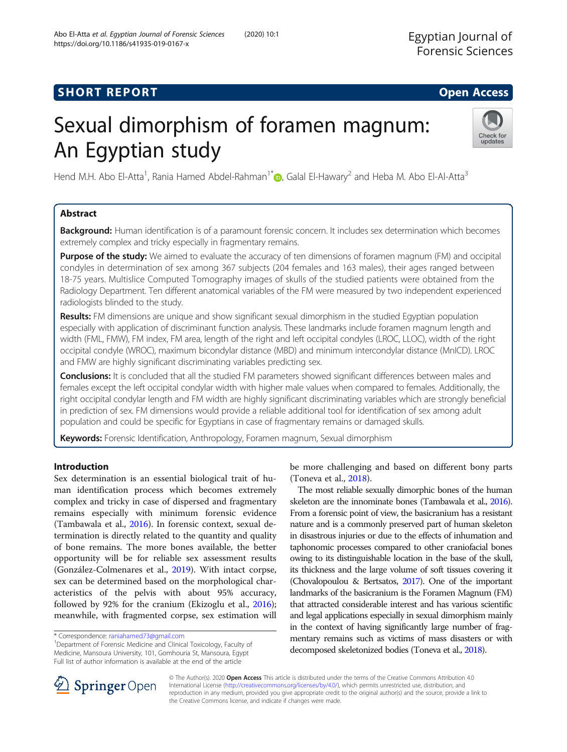**SHORT REPORT** **Open Access**

# Sexual dimorphism of foramen magnum: An Egyptian study

Hend M.H. Abo El-Atta[1], Rania Hamed Abdel-Rahman[1*], Galal El-Hawary[2] and Heba M. Abo El-Al-Atta[3]

## Abstract

**Background:** Human identification is of a paramount forensic concern. It includes sex determination which becomes extremely complex and tricky especially in fragmentary remains.

**Purpose of the study:** We aimed to evaluate the accuracy of ten dimensions of foramen magnum (FM) and occipital condyles in determination of sex among 367 subjects (204 females and 163 males), their ages ranged between 18-75 years. Multislice Computed Tomography images of skulls of the studied patients were obtained from the Radiology Department. Ten different anatomical variables of the FM were measured by two independent experienced radiologists blinded to the study.

**Results:** FM dimensions are unique and show significant sexual dimorphism in the studied Egyptian population especially with application of discriminant function analysis. These landmarks include foramen magnum length and width (FML, FMW), FM index, FM area, length of the right and left occipital condyles (LROC, LLOC), width of the right occipital condyle (WROC), maximum bicondylar distance (MBD) and minimum intercondylar distance (MnICD). LROC and FMW are highly significant discriminating variables predicting sex.

**Conclusions:** It is concluded that all the studied FM parameters showed significant differences between males and females except the left occipital condylar width with higher male values when compared to females. Additionally, the right occipital condylar length and FM width are highly significant discriminating variables which are strongly beneficial in prediction of sex. FM dimensions would provide a reliable additional tool for identification of sex among adult population and could be specific for Egyptians in case of fragmentary remains or damaged skulls.

**Keywords:** Forensic Identification, Anthropology, Foramen magnum, Sexual dimorphism

## Introduction

Sex determination is an essential biological trait of human identification process which becomes extremely complex and tricky in case of dispersed and fragmentary remains especially with minimum forensic evidence (Tambawala et al., 2016). In forensic context, sexual determination is directly related to the quantity and quality of bone remains. The more bones available, the better opportunity will be for reliable sex assessment results (González-Colmenares et al., 2019). With intact corpse, sex can be determined based on the morphological characteristics of the pelvis with about 95% accuracy, followed by 92% for the cranium (Ekizoglu et al., 2016); meanwhile, with fragmented corpse, sex estimation will be more challenging and based on different bony parts (Toneva et al., 2018).

The most reliable sexually dimorphic bones of the human skeleton are the innominate bones (Tambawala et al., 2016). From a forensic point of view, the basicranium has a resistant nature and is a commonly preserved part of human skeleton in disastrous injuries or due to the effects of inhumation and taphonomic processes compared to other craniofacial bones owing to its distinguishable location in the base of the skull, its thickness and the large volume of soft tissues covering it (Chovalopoulou & Bertsatos, 2017). One of the important landmarks of the basicranium is the Foramen Magnum (FM) that attracted considerable interest and has various scientific and legal applications especially in sexual dimorphism mainly in the context of having significantly large number of fragmentary remains such as victims of mass disasters or with decomposed skeletonized bodies (Toneva et al., 2018).

\* Correspondence: raniahamed73@gmail.com
[1]Department of Forensic Medicine and Clinical Toxicology, Faculty of Medicine, Mansoura University, 101, Gomhouria St, Mansoura, Egypt
Full list of author information is available at the end of the article

© The Author(s). 2020 **Open Access** This article is distributed under the terms of the Creative Commons Attribution 4.0 International License (http://creativecommons.org/licenses/by/4.0/), which permits unrestricted use, distribution, and reproduction in any medium, provided you give appropriate credit to the original author(s) and the source, provide a link to the Creative Commons license, and indicate if changes were made.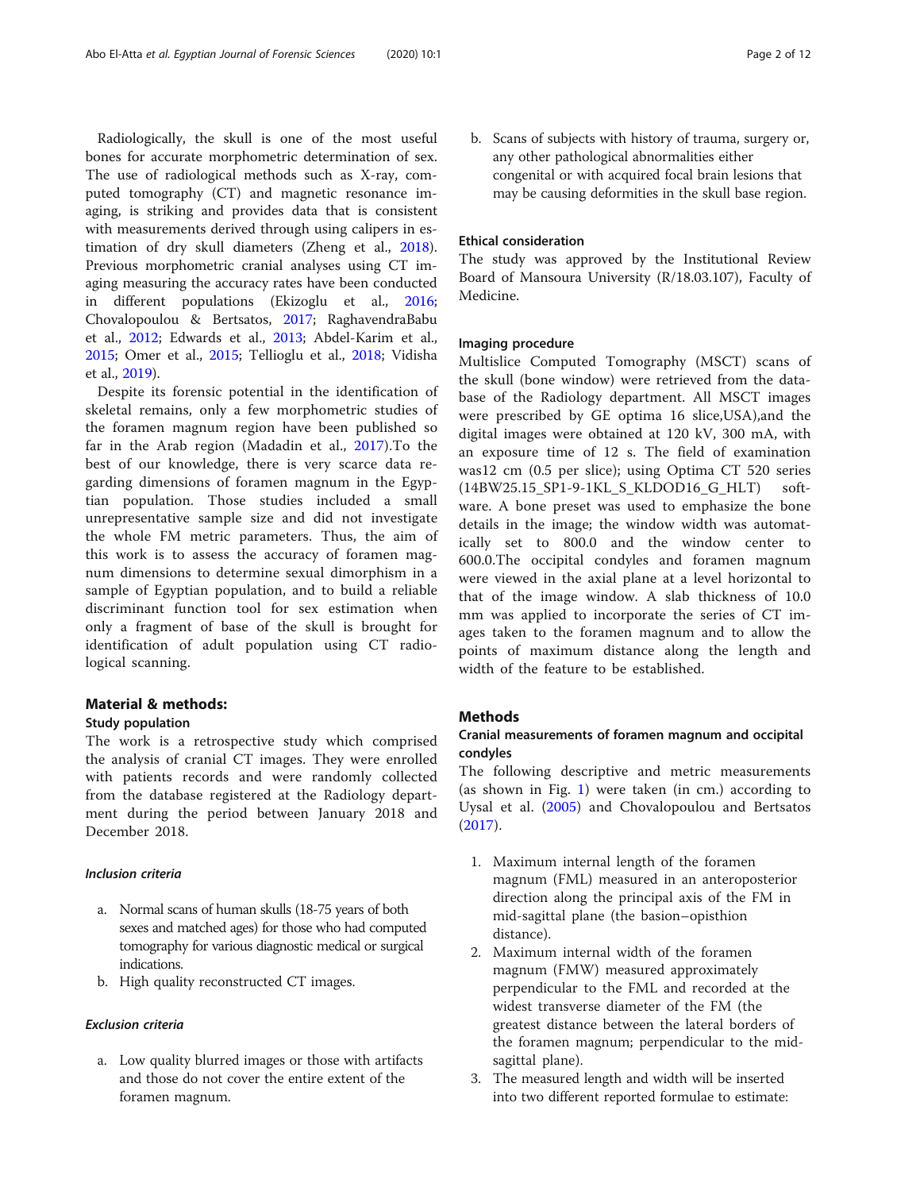Radiologically, the skull is one of the most useful bones for accurate morphometric determination of sex. The use of radiological methods such as X-ray, computed tomography (CT) and magnetic resonance imaging, is striking and provides data that is consistent with measurements derived through using calipers in estimation of dry skull diameters (Zheng et al., 2018). Previous morphometric cranial analyses using CT imaging measuring the accuracy rates have been conducted in different populations (Ekizoglu et al., 2016; Chovalopoulou & Bertsatos, 2017; RaghavendraBabu et al., 2012; Edwards et al., 2013; Abdel-Karim et al., 2015; Omer et al., 2015; Tellioglu et al., 2018; Vidisha et al., 2019).

Despite its forensic potential in the identification of skeletal remains, only a few morphometric studies of the foramen magnum region have been published so far in the Arab region (Madadin et al., 2017).To the best of our knowledge, there is very scarce data regarding dimensions of foramen magnum in the Egyptian population. Those studies included a small unrepresentative sample size and did not investigate the whole FM metric parameters. Thus, the aim of this work is to assess the accuracy of foramen magnum dimensions to determine sexual dimorphism in a sample of Egyptian population, and to build a reliable discriminant function tool for sex estimation when only a fragment of base of the skull is brought for identification of adult population using CT radiological scanning.

## Material & methods:

### Study population

The work is a retrospective study which comprised the analysis of cranial CT images. They were enrolled with patients records and were randomly collected from the database registered at the Radiology department during the period between January 2018 and December 2018.

#### *Inclusion criteria*

a. Normal scans of human skulls (18-75 years of both sexes and matched ages) for those who had computed tomography for various diagnostic medical or surgical indications.
b. High quality reconstructed CT images.

#### *Exclusion criteria*

a. Low quality blurred images or those with artifacts and those do not cover the entire extent of the foramen magnum.
b. Scans of subjects with history of trauma, surgery or, any other pathological abnormalities either congenital or with acquired focal brain lesions that may be causing deformities in the skull base region.

### Ethical consideration

The study was approved by the Institutional Review Board of Mansoura University (R/18.03.107), Faculty of Medicine.

### Imaging procedure

Multislice Computed Tomography (MSCT) scans of the skull (bone window) were retrieved from the database of the Radiology department. All MSCT images were prescribed by GE optima 16 slice,USA),and the digital images were obtained at 120 kV, 300 mA, with an exposure time of 12 s. The field of examination was12 cm (0.5 per slice); using Optima CT 520 series (14BW25.15_SP1-9-1KL_S_KLDOD16_G_HLT) software. A bone preset was used to emphasize the bone details in the image; the window width was automatically set to 800.0 and the window center to 600.0.The occipital condyles and foramen magnum were viewed in the axial plane at a level horizontal to that of the image window. A slab thickness of 10.0 mm was applied to incorporate the series of CT images taken to the foramen magnum and to allow the points of maximum distance along the length and width of the feature to be established.

## Methods

### Cranial measurements of foramen magnum and occipital condyles

The following descriptive and metric measurements (as shown in Fig. 1) were taken (in cm.) according to Uysal et al. (2005) and Chovalopoulou and Bertsatos (2017).

1. Maximum internal length of the foramen magnum (FML) measured in an anteroposterior direction along the principal axis of the FM in mid-sagittal plane (the basion–opisthion distance).
2. Maximum internal width of the foramen magnum (FMW) measured approximately perpendicular to the FML and recorded at the widest transverse diameter of the FM (the greatest distance between the lateral borders of the foramen magnum; perpendicular to the mid-sagittal plane).
3. The measured length and width will be inserted into two different reported formulae to estimate: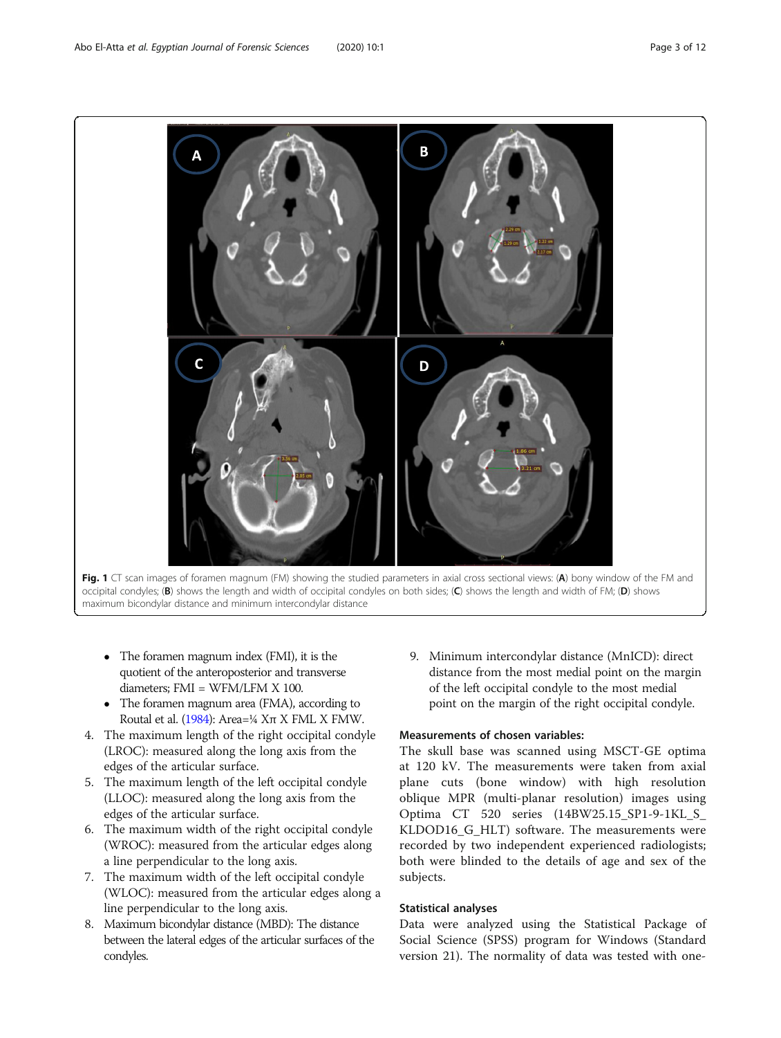Fig. 1 CT scan images of foramen magnum (FM) showing the studied parameters in axial cross sectional views: (**A**) bony window of the FM and occipital condyles; (**B**) shows the length and width of occipital condyles on both sides; (**C**) shows the length and width of FM; (**D**) shows maximum bicondylar distance and minimum intercondylar distance

- The foramen magnum index (FMI), it is the quotient of the anteroposterior and transverse diameters; FMI = WFM/LFM X 100.
- The foramen magnum area (FMA), according to Routal et al. (1984): Area=¼ Xπ X FML X FMW.

4. The maximum length of the right occipital condyle (LROC): measured along the long axis from the edges of the articular surface.
5. The maximum length of the left occipital condyle (LLOC): measured along the long axis from the edges of the articular surface.
6. The maximum width of the right occipital condyle (WROC): measured from the articular edges along a line perpendicular to the long axis.
7. The maximum width of the left occipital condyle (WLOC): measured from the articular edges along a line perpendicular to the long axis.
8. Maximum bicondylar distance (MBD): The distance between the lateral edges of the articular surfaces of the condyles.
9. Minimum intercondylar distance (MnICD): direct distance from the most medial point on the margin of the left occipital condyle to the most medial point on the margin of the right occipital condyle.

### Measurements of chosen variables:

The skull base was scanned using MSCT-GE optima at 120 kV. The measurements were taken from axial plane cuts (bone window) with high resolution oblique MPR (multi-planar resolution) images using Optima CT 520 series (14BW25.15_SP1-9-1KL_S_KLDOD16_G_HLT) software. The measurements were recorded by two independent experienced radiologists; both were blinded to the details of age and sex of the subjects.

### Statistical analyses

Data were analyzed using the Statistical Package of Social Science (SPSS) program for Windows (Standard version 21). The normality of data was tested with one-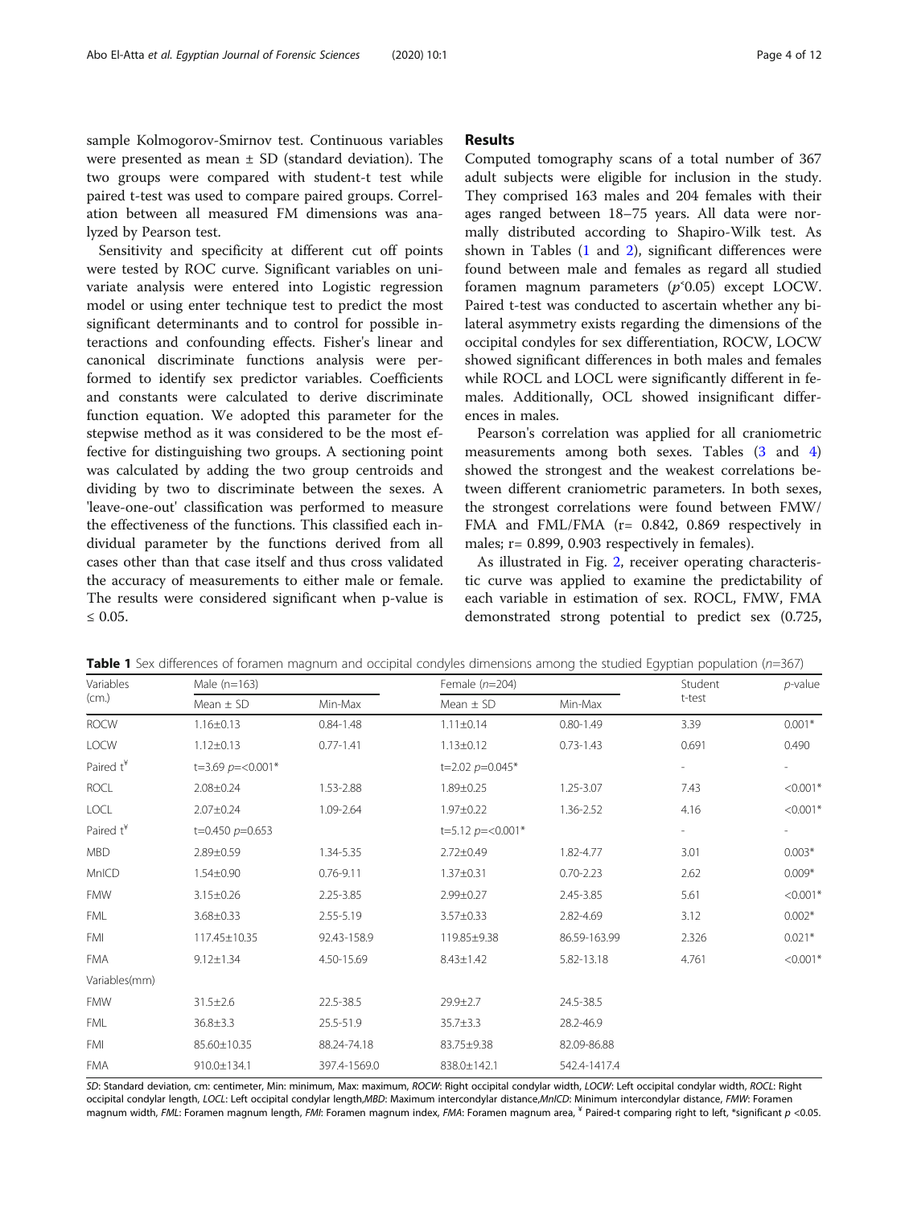sample Kolmogorov-Smirnov test. Continuous variables were presented as mean ± SD (standard deviation). The two groups were compared with student-t test while paired t-test was used to compare paired groups. Correlation between all measured FM dimensions was analyzed by Pearson test.

Sensitivity and specificity at different cut off points were tested by ROC curve. Significant variables on univariate analysis were entered into Logistic regression model or using enter technique test to predict the most significant determinants and to control for possible interactions and confounding effects. Fisher's linear and canonical discriminate functions analysis were performed to identify sex predictor variables. Coefficients and constants were calculated to derive discriminate function equation. We adopted this parameter for the stepwise method as it was considered to be the most effective for distinguishing two groups. A sectioning point was calculated by adding the two group centroids and dividing by two to discriminate between the sexes. A 'leave-one-out' classification was performed to measure the effectiveness of the functions. This classified each individual parameter by the functions derived from all cases other than that case itself and thus cross validated the accuracy of measurements to either male or female. The results were considered significant when p-value is ≤ 0.05.

## Results

Computed tomography scans of a total number of 367 adult subjects were eligible for inclusion in the study. They comprised 163 males and 204 females with their ages ranged between 18–75 years. All data were normally distributed according to Shapiro-Wilk test. As shown in Tables (1 and 2), significant differences were found between male and females as regard all studied foramen magnum parameters ($p<0.05$) except LOCW. Paired t-test was conducted to ascertain whether any bilateral asymmetry exists regarding the dimensions of the occipital condyles for sex differentiation, ROCW, LOCW showed significant differences in both males and females while ROCL and LOCL were significantly different in females. Additionally, OCL showed insignificant differences in males.

Pearson's correlation was applied for all craniometric measurements among both sexes. Tables (3 and 4) showed the strongest and the weakest correlations between different craniometric parameters. In both sexes, the strongest correlations were found between FMW/FMA and FML/FMA (r= 0.842, 0.869 respectively in males; r= 0.899, 0.903 respectively in females).

As illustrated in Fig. 2, receiver operating characteristic curve was applied to examine the predictability of each variable in estimation of sex. ROCL, FMW, FMA demonstrated strong potential to predict sex (0.725,

**Table 1** Sex differences of foramen magnum and occipital condyles dimensions among the studied Egyptian population (*n*=367)

| Variables (cm.) | Male (n=163) | | Female (*n*=204) | | Student t-test | *p*-value |
|---|---|---|---|---|---|---|
| | Mean ± SD | Min-Max | Mean ± SD | Min-Max | | |
| ROCW | 1.16±0.13 | 0.84-1.48 | 1.11±0.14 | 0.80-1.49 | 3.39 | 0.001* |
| LOCW | 1.12±0.13 | 0.77-1.41 | 1.13±0.12 | 0.73-1.43 | 0.691 | 0.490 |
| Paired t[¥] | t=3.69 *p*=<0.001* | | t=2.02 *p*=0.045* | | - | - |
| ROCL | 2.08±0.24 | 1.53-2.88 | 1.89±0.25 | 1.25-3.07 | 7.43 | <0.001* |
| LOCL | 2.07±0.24 | 1.09-2.64 | 1.97±0.22 | 1.36-2.52 | 4.16 | <0.001* |
| Paired t[¥] | t=0.450 *p*=0.653 | | t=5.12 *p*=<0.001* | | - | - |
| MBD | 2.89±0.59 | 1.34-5.35 | 2.72±0.49 | 1.82-4.77 | 3.01 | 0.003* |
| MnICD | 1.54±0.90 | 0.76-9.11 | 1.37±0.31 | 0.70-2.23 | 2.62 | 0.009* |
| FMW | 3.15±0.26 | 2.25-3.85 | 2.99±0.27 | 2.45-3.85 | 5.61 | <0.001* |
| FML | 3.68±0.33 | 2.55-5.19 | 3.57±0.33 | 2.82-4.69 | 3.12 | 0.002* |
| FMI | 117.45±10.35 | 92.43-158.9 | 119.85±9.38 | 86.59-163.99 | 2.326 | 0.021* |
| FMA | 9.12±1.34 | 4.50-15.69 | 8.43±1.42 | 5.82-13.18 | 4.761 | <0.001* |
| Variables(mm) | | | | | | |
| FMW | 31.5±2.6 | 22.5-38.5 | 29.9±2.7 | 24.5-38.5 | | |
| FML | 36.8±3.3 | 25.5-51.9 | 35.7±3.3 | 28.2-46.9 | | |
| FMI | 85.60±10.35 | 88.24-74.18 | 83.75±9.38 | 82.09-86.88 | | |
| FMA | 910.0±134.1 | 397.4-1569.0 | 838.0±142.1 | 542.4-1417.4 | | |

*SD*: Standard deviation, *cm*: centimeter, *Min*: minimum, *Max*: maximum, *ROCW*: Right occipital condylar width, *LOCW*: Left occipital condylar width, *ROCL*: Right occipital condylar length, *LOCL*: Left occipital condylar length, *MBD*: Maximum intercondylar distance, *MnICD*: Minimum intercondylar distance, *FMW*: Foramen magnum width, *FML*: Foramen magnum length, *FMI*: Foramen magnum index, *FMA*: Foramen magnum area, [¥] Paired-t comparing right to left, *significant $p<0.05$.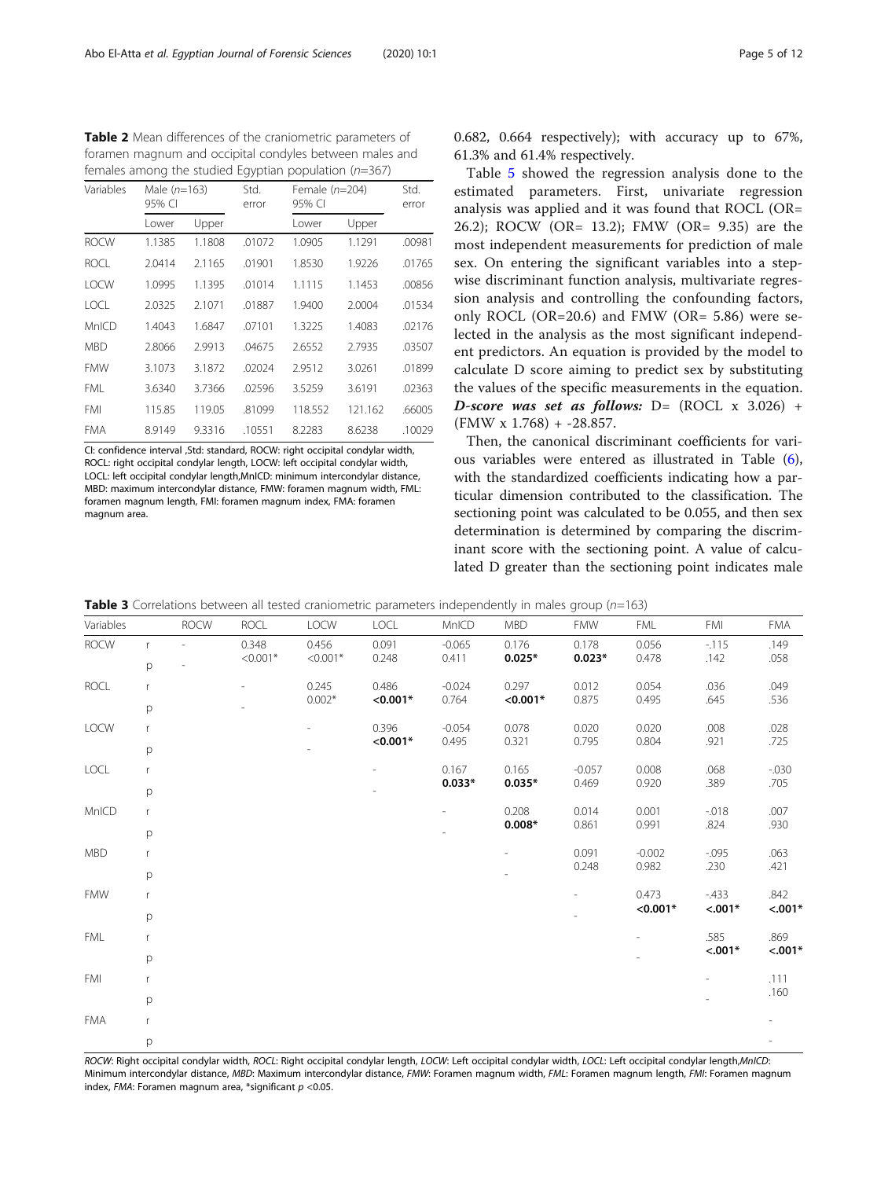**Table 2** Mean differences of the craniometric parameters of foramen magnum and occipital condyles between males and females among the studied Egyptian population ($n$=367)

| Variables | Male ($n$=163) 95% CI | | Std. error | Female ($n$=204) 95% CI | | Std. error |
|---|---|---|---|---|---|---|
| | Lower | Upper | | Lower | Upper | |
| ROCW | 1.1385 | 1.1808 | .01072 | 1.0905 | 1.1291 | .00981 |
| ROCL | 2.0414 | 2.1165 | .01901 | 1.8530 | 1.9226 | .01765 |
| LOCW | 1.0995 | 1.1395 | .01014 | 1.1115 | 1.1453 | .00856 |
| LOCL | 2.0325 | 2.1071 | .01887 | 1.9400 | 2.0004 | .01534 |
| MnICD | 1.4043 | 1.6847 | .07101 | 1.3225 | 1.4083 | .02176 |
| MBD | 2.8066 | 2.9913 | .04675 | 2.6552 | 2.7935 | .03507 |
| FMW | 3.1073 | 3.1872 | .02024 | 2.9512 | 3.0261 | .01899 |
| FML | 3.6340 | 3.7366 | .02596 | 3.5259 | 3.6191 | .02363 |
| FMI | 115.85 | 119.05 | .81099 | 118.552 | 121.162 | .66005 |
| FMA | 8.9149 | 9.3316 | .10551 | 8.2283 | 8.6238 | .10029 |

CI: confidence interval ,Std: standard, ROCW: right occipital condylar width, ROCL: right occipital condylar length, LOCW: left occipital condylar width, LOCL: left occipital condylar length,MnICD: minimum intercondylar distance, MBD: maximum intercondylar distance, FMW: foramen magnum width, FML: foramen magnum length, FMI: foramen magnum index, FMA: foramen magnum area.

0.682, 0.664 respectively); with accuracy up to 67%, 61.3% and 61.4% respectively.

Table 5 showed the regression analysis done to the estimated parameters. First, univariate regression analysis was applied and it was found that ROCL (OR= 26.2); ROCW (OR= 13.2); FMW (OR= 9.35) are the most independent measurements for prediction of male sex. On entering the significant variables into a stepwise discriminant function analysis, multivariate regression analysis and controlling the confounding factors, only ROCL (OR=20.6) and FMW (OR= 5.86) were selected in the analysis as the most significant independent predictors. An equation is provided by the model to calculate D score aiming to predict sex by substituting the values of the specific measurements in the equation. ***D-score was set as follows:*** D= (ROCL x 3.026) + (FMW x 1.768) + -28.857.

Then, the canonical discriminant coefficients for various variables were entered as illustrated in Table (6), with the standardized coefficients indicating how a particular dimension contributed to the classification. The sectioning point was calculated to be 0.055, and then sex determination is determined by comparing the discriminant score with the sectioning point. A value of calculated D greater than the sectioning point indicates male

**Table 3** Correlations between all tested craniometric parameters independently in males group ($n$=163)

| Variables | | ROCW | ROCL | LOCW | LOCL | MnICD | MBD | FMW | FML | FMI | FMA |
|---|---|---|---|---|---|---|---|---|---|---|---|
| ROCW | r | - | 0.348 | 0.456 | 0.091 | -0.065 | 0.176 | 0.178 | 0.056 | -.115 | .149 |
| | p | - | <0.001* | <0.001* | 0.248 | 0.411 | **0.025*** | **0.023*** | 0.478 | .142 | .058 |
| ROCL | r | | - | 0.245 | 0.486 | -0.024 | 0.297 | 0.012 | 0.054 | .036 | .049 |
| | p | | - | 0.002* | **<0.001*** | 0.764 | **<0.001*** | 0.875 | 0.495 | .645 | .536 |
| LOCW | r | | | - | 0.396 | -0.054 | 0.078 | 0.020 | 0.020 | .008 | .028 |
| | p | | | - | **<0.001*** | 0.495 | 0.321 | 0.795 | 0.804 | .921 | .725 |
| LOCL | r | | | | - | 0.167 | 0.165 | -0.057 | 0.008 | .068 | -.030 |
| | p | | | | - | **0.033*** | **0.035*** | 0.469 | 0.920 | .389 | .705 |
| MnICD | r | | | | | - | 0.208 | 0.014 | 0.001 | -.018 | .007 |
| | p | | | | | - | **0.008*** | 0.861 | 0.991 | .824 | .930 |
| MBD | r | | | | | | - | 0.091 | -0.002 | -.095 | .063 |
| | p | | | | | | - | 0.248 | 0.982 | .230 | .421 |
| FMW | r | | | | | | | - | 0.473 | -.433 | .842 |
| | p | | | | | | | - | **<0.001*** | **<.001*** | **<.001*** |
| FML | r | | | | | | | | - | .585 | .869 |
| | p | | | | | | | | - | **<.001*** | **<.001*** |
| FMI | r | | | | | | | | | - | .111 |
| | p | | | | | | | | | - | .160 |
| FMA | r | | | | | | | | | | - |
| | p | | | | | | | | | | - |

*ROCW*: Right occipital condylar width, *ROCL*: Right occipital condylar length, *LOCW*: Left occipital condylar width, *LOCL*: Left occipital condylar length,*MnICD*: Minimum intercondylar distance, *MBD*: Maximum intercondylar distance, *FMW*: Foramen magnum width, *FML*: Foramen magnum length, *FMI*: Foramen magnum index, *FMA*: Foramen magnum area, *significant $p$ <0.05.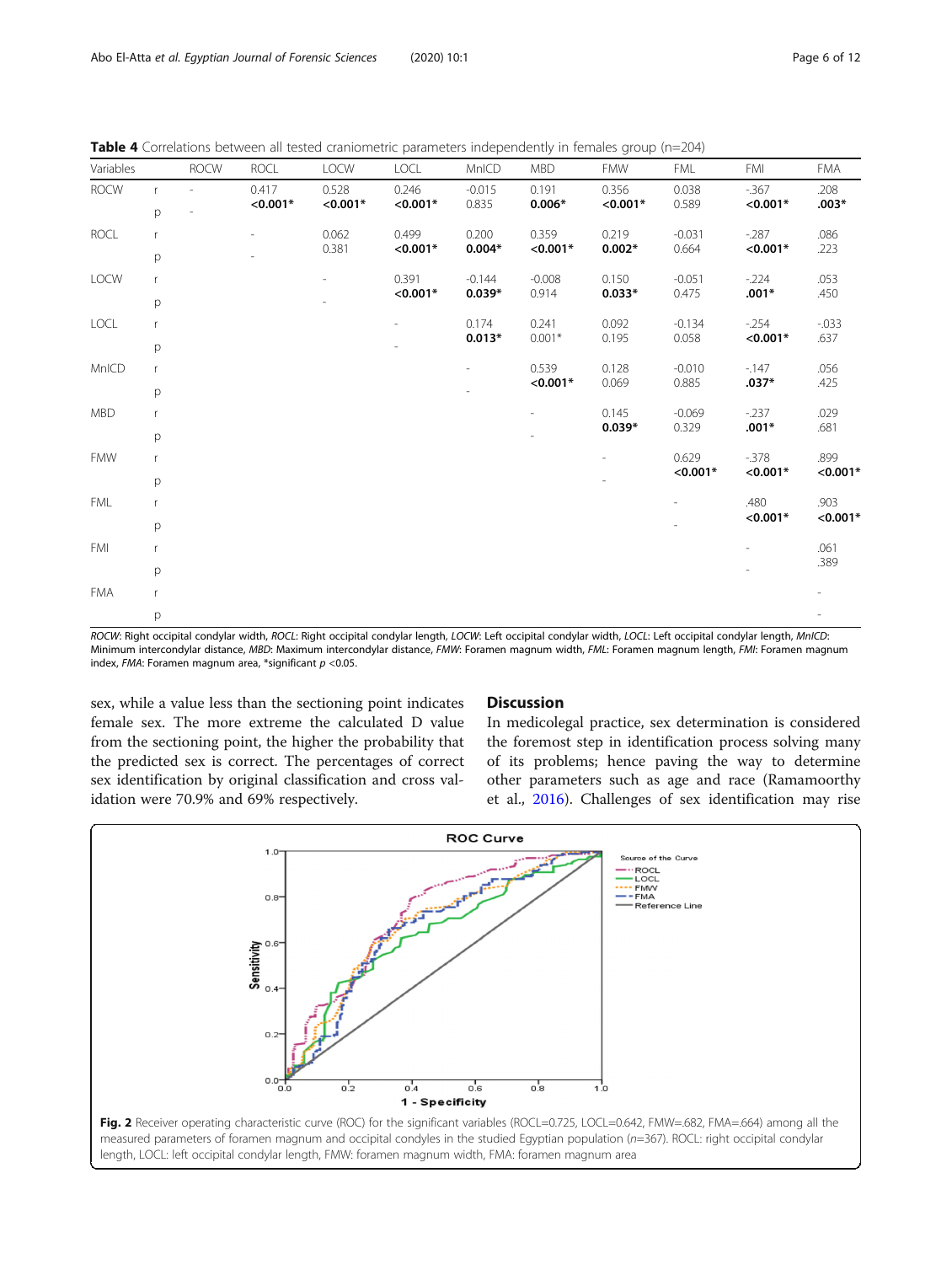**Table 4** Correlations between all tested craniometric parameters independently in females group (n=204)

| Variables | | ROCW | ROCL | LOCW | LOCL | MnICD | MBD | FMW | FML | FMI | FMA |
|---|---|---|---|---|---|---|---|---|---|---|---|
| ROCW | r | - | 0.417 | 0.528 | 0.246 | -0.015 | 0.191 | 0.356 | 0.038 | -.367 | .208 |
| | p | - | **<0.001*** | **<0.001*** | **<0.001*** | 0.835 | **0.006*** | **<0.001*** | 0.589 | **<0.001*** | **.003*** |
| ROCL | r | | - | 0.062 | 0.499 | 0.200 | 0.359 | 0.219 | -0.031 | -.287 | .086 |
| | p | | - | 0.381 | **<0.001*** | **0.004*** | **<0.001*** | **0.002*** | 0.664 | **<0.001*** | .223 |
| LOCW | r | | | - | 0.391 | -0.144 | -0.008 | 0.150 | -0.051 | -.224 | .053 |
| | p | | | - | **<0.001*** | **0.039*** | 0.914 | **0.033*** | 0.475 | **.001*** | .450 |
| LOCL | r | | | | - | 0.174 | 0.241 | 0.092 | -0.134 | -.254 | -.033 |
| | p | | | | - | **0.013*** | 0.001* | 0.195 | 0.058 | **<0.001*** | .637 |
| MnICD | r | | | | | - | 0.539 | 0.128 | -0.010 | -.147 | .056 |
| | p | | | | | - | **<0.001*** | 0.069 | 0.885 | **.037*** | .425 |
| MBD | r | | | | | | - | 0.145 | -0.069 | -.237 | .029 |
| | p | | | | | | - | **0.039*** | 0.329 | **.001*** | .681 |
| FMW | r | | | | | | | - | 0.629 | -.378 | .899 |
| | p | | | | | | | - | **<0.001*** | **<0.001*** | **<0.001*** |
| FML | r | | | | | | | | - | .480 | .903 |
| | p | | | | | | | | - | **<0.001*** | **<0.001*** |
| FMI | r | | | | | | | | | - | .061 |
| | p | | | | | | | | | - | .389 |
| FMA | r | | | | | | | | | | - |
| | p | | | | | | | | | | - |

*ROCW*: Right occipital condylar width, *ROCL*: Right occipital condylar length, *LOCW*: Left occipital condylar width, *LOCL*: Left occipital condylar length, *MnICD*: Minimum intercondylar distance, *MBD*: Maximum intercondylar distance, *FMW*: Foramen magnum width, *FML*: Foramen magnum length, *FMI*: Foramen magnum index, *FMA*: Foramen magnum area, *significant $p$ <0.05.

sex, while a value less than the sectioning point indicates female sex. The more extreme the calculated D value from the sectioning point, the higher the probability that the predicted sex is correct. The percentages of correct sex identification by original classification and cross validation were 70.9% and 69% respectively.

## Discussion

In medicolegal practice, sex determination is considered the foremost step in identification process solving many of its problems; hence paving the way to determine other parameters such as age and race (Ramamoorthy et al., 2016). Challenges of sex identification may rise

**Fig. 2** Receiver operating characteristic curve (ROC) for the significant variables (ROCL=0.725, LOCL=0.642, FMW=.682, FMA=.664) among all the measured parameters of foramen magnum and occipital condyles in the studied Egyptian population (n=367). ROCL: right occipital condylar length, LOCL: left occipital condylar length, FMW: foramen magnum width, FMA: foramen magnum area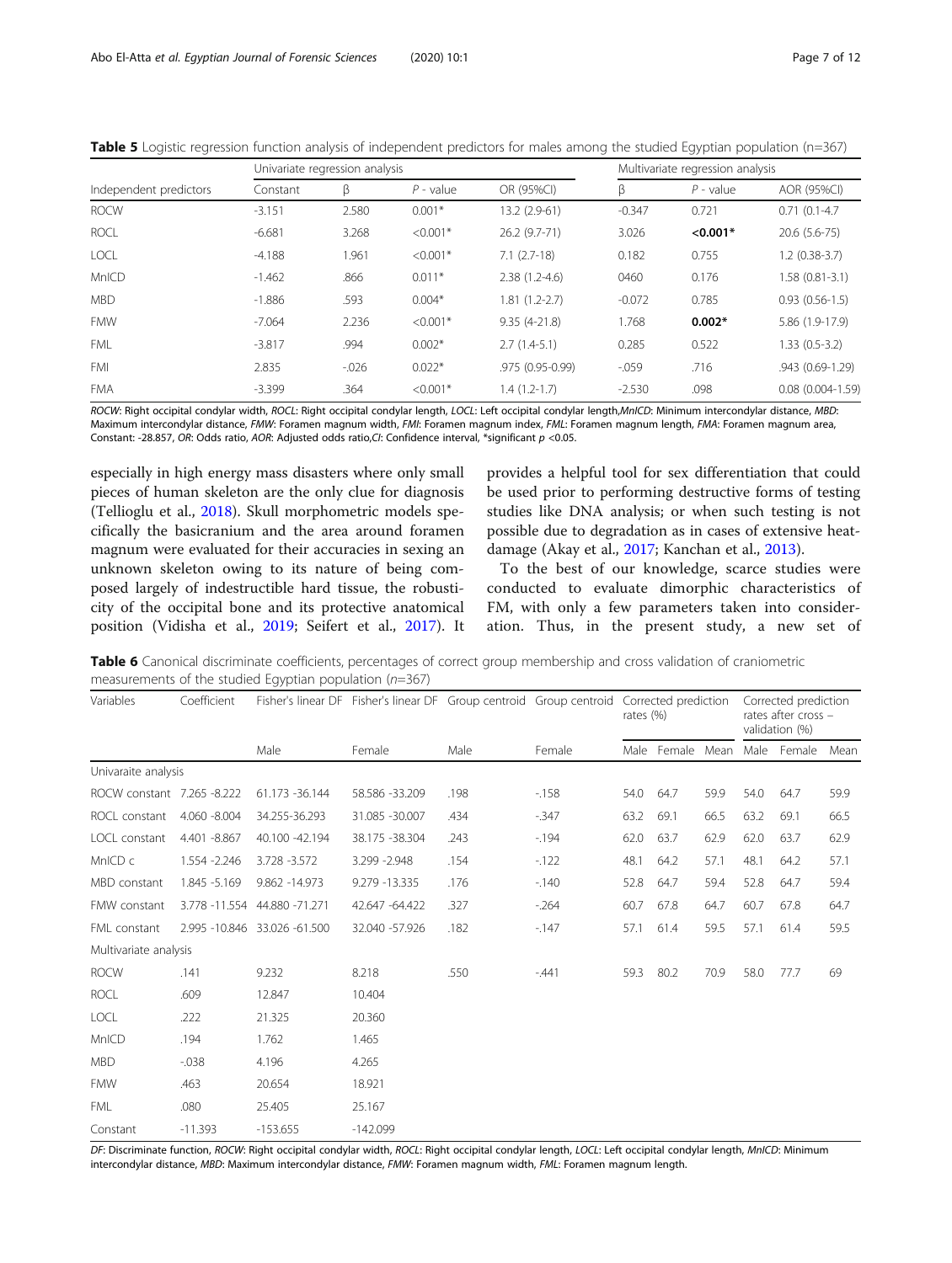**Table 5** Logistic regression function analysis of independent predictors for males among the studied Egyptian population (n=367)

| Independent predictors | Univariate regression analysis | | | | Multivariate regression analysis | | |
|---|---|---|---|---|---|---|---|
| | Constant | β | *P* - value | OR (95%CI) | β | *P* - value | AOR (95%CI) |
| ROCW | -3.151 | 2.580 | 0.001* | 13.2 (2.9-61) | -0.347 | 0.721 | 0.71 (0.1-4.7 |
| ROCL | -6.681 | 3.268 | <0.001* | 26.2 (9.7-71) | 3.026 | **<0.001*** | 20.6 (5.6-75) |
| LOCL | -4.188 | 1.961 | <0.001* | 7.1 (2.7-18) | 0.182 | 0.755 | 1.2 (0.38-3.7) |
| MnICD | -1.462 | .866 | 0.011* | 2.38 (1.2-4.6) | 0460 | 0.176 | 1.58 (0.81-3.1) |
| MBD | -1.886 | .593 | 0.004* | 1.81 (1.2-2.7) | -0.072 | 0.785 | 0.93 (0.56-1.5) |
| FMW | -7.064 | 2.236 | <0.001* | 9.35 (4-21.8) | 1.768 | **0.002*** | 5.86 (1.9-17.9) |
| FML | -3.817 | .994 | 0.002* | 2.7 (1.4-5.1) | 0.285 | 0.522 | 1.33 (0.5-3.2) |
| FMI | 2.835 | -.026 | 0.022* | .975 (0.95-0.99) | -.059 | .716 | .943 (0.69-1.29) |
| FMA | -3.399 | .364 | <0.001* | 1.4 (1.2-1.7) | -2.530 | .098 | 0.08 (0.004-1.59) |

*ROCW*: Right occipital condylar width, *ROCL*: Right occipital condylar length, *LOCL*: Left occipital condylar length,*MnICD*: Minimum intercondylar distance, *MBD*: Maximum intercondylar distance, *FMW*: Foramen magnum width, *FMI*: Foramen magnum index, *FML*: Foramen magnum length, *FMA*: Foramen magnum area, Constant: -28.857, *OR*: Odds ratio, *AOR*: Adjusted odds ratio,*CI*: Confidence interval, *significant *p* <0.05.

especially in high energy mass disasters where only small pieces of human skeleton are the only clue for diagnosis (Tellioglu et al., 2018). Skull morphometric models specifically the basicranium and the area around foramen magnum were evaluated for their accuracies in sexing an unknown skeleton owing to its nature of being composed largely of indestructible hard tissue, the robusticity of the occipital bone and its protective anatomical position (Vidisha et al., 2019; Seifert et al., 2017). It provides a helpful tool for sex differentiation that could be used prior to performing destructive forms of testing studies like DNA analysis; or when such testing is not possible due to degradation as in cases of extensive heat-damage (Akay et al., 2017; Kanchan et al., 2013).

To the best of our knowledge, scarce studies were conducted to evaluate dimorphic characteristics of FM, with only a few parameters taken into consideration. Thus, in the present study, a new set of

**Table 6** Canonical discriminate coefficients, percentages of correct group membership and cross validation of craniometric measurements of the studied Egyptian population (n=367)

| Variables | Coefficient | Fisher's linear DF | Fisher's linear DF | Group centroid | Group centroid | Corrected prediction rates (%) | | | Corrected prediction rates after cross – validation (%) | | |
|---|---|---|---|---|---|---|---|---|---|---|---|
| | | Male | Female | Male | Female | Male | Female | Mean | Male | Female | Mean |
| Univaraite analysis | | | | | | | | | | | |
| ROCW constant | 7.265 -8.222 | 61.173 -36.144 | 58.586 -33.209 | .198 | -.158 | 54.0 | 64.7 | 59.9 | 54.0 | 64.7 | 59.9 |
| ROCL constant | 4.060 -8.004 | 34.255-36.293 | 31.085 -30.007 | .434 | -.347 | 63.2 | 69.1 | 66.5 | 63.2 | 69.1 | 66.5 |
| LOCL constant | 4.401 -8.867 | 40.100 -42.194 | 38.175 -38.304 | .243 | -.194 | 62.0 | 63.7 | 62.9 | 62.0 | 63.7 | 62.9 |
| MnICD c | 1.554 -2.246 | 3.728 -3.572 | 3.299 -2.948 | .154 | -.122 | 48.1 | 64.2 | 57.1 | 48.1 | 64.2 | 57.1 |
| MBD constant | 1.845 -5.169 | 9.862 -14.973 | 9.279 -13.335 | .176 | -.140 | 52.8 | 64.7 | 59.4 | 52.8 | 64.7 | 59.4 |
| FMW constant | 3.778 -11.554 | 44.880 -71.271 | 42.647 -64.422 | .327 | -.264 | 60.7 | 67.8 | 64.7 | 60.7 | 67.8 | 64.7 |
| FML constant | 2.995 -10.846 | 33.026 -61.500 | 32.040 -57.926 | .182 | -.147 | 57.1 | 61.4 | 59.5 | 57.1 | 61.4 | 59.5 |
| Multivariate analysis | | | | | | | | | | | |
| ROCW | .141 | 9.232 | 8.218 | .550 | -.441 | 59.3 | 80.2 | 70.9 | 58.0 | 77.7 | 69 |
| ROCL | .609 | 12.847 | 10.404 | | | | | | | | |
| LOCL | .222 | 21.325 | 20.360 | | | | | | | | |
| MnICD | .194 | 1.762 | 1.465 | | | | | | | | |
| MBD | -.038 | 4.196 | 4.265 | | | | | | | | |
| FMW | .463 | 20.654 | 18.921 | | | | | | | | |
| FML | .080 | 25.405 | 25.167 | | | | | | | | |
| Constant | -11.393 | -153.655 | -142.099 | | | | | | | | |

*DF*: Discriminate function, *ROCW*: Right occipital condylar width, *ROCL*: Right occipital condylar length, *LOCL*: Left occipital condylar length, *MnICD*: Minimum intercondylar distance, *MBD*: Maximum intercondylar distance, *FMW*: Foramen magnum width, *FML*: Foramen magnum length.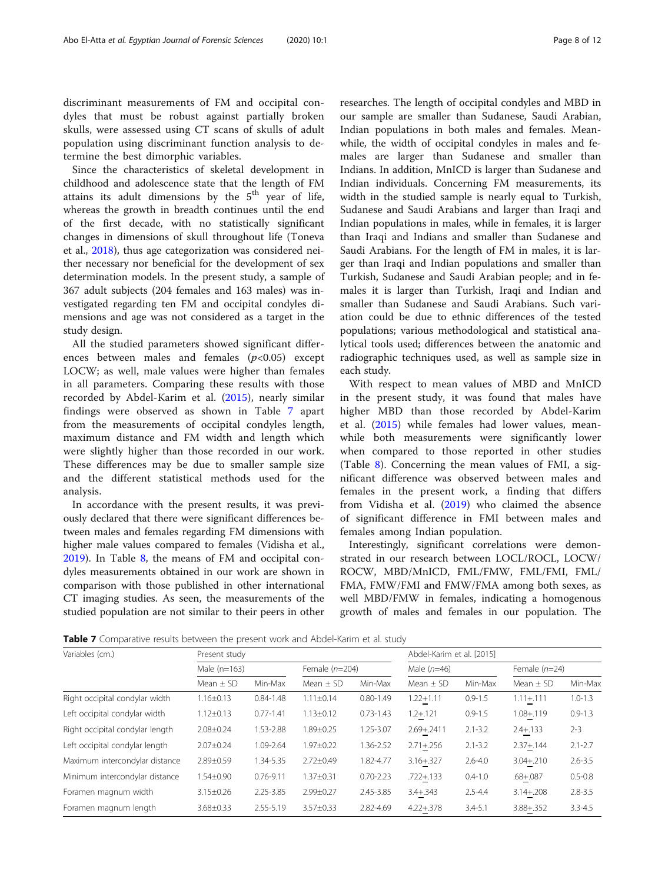discriminant measurements of FM and occipital condyles that must be robust against partially broken skulls, were assessed using CT scans of skulls of adult population using discriminant function analysis to determine the best dimorphic variables.

Since the characteristics of skeletal development in childhood and adolescence state that the length of FM attains its adult dimensions by the 5th year of life, whereas the growth in breadth continues until the end of the first decade, with no statistically significant changes in dimensions of skull throughout life (Toneva et al., 2018), thus age categorization was considered neither necessary nor beneficial for the development of sex determination models. In the present study, a sample of 367 adult subjects (204 females and 163 males) was investigated regarding ten FM and occipital condyles dimensions and age was not considered as a target in the study design.

All the studied parameters showed significant differences between males and females ($p<0.05$) except LOCW; as well, male values were higher than females in all parameters. Comparing these results with those recorded by Abdel-Karim et al. (2015), nearly similar findings were observed as shown in Table 7 apart from the measurements of occipital condyles length, maximum distance and FM width and length which were slightly higher than those recorded in our work. These differences may be due to smaller sample size and the different statistical methods used for the analysis.

In accordance with the present results, it was previously declared that there were significant differences between males and females regarding FM dimensions with higher male values compared to females (Vidisha et al., 2019). In Table 8, the means of FM and occipital condyles measurements obtained in our work are shown in comparison with those published in other international CT imaging studies. As seen, the measurements of the studied population are not similar to their peers in other researches. The length of occipital condyles and MBD in our sample are smaller than Sudanese, Saudi Arabian, Indian populations in both males and females. Meanwhile, the width of occipital condyles in males and females are larger than Sudanese and smaller than Indians. In addition, MnICD is larger than Sudanese and Indian individuals. Concerning FM measurements, its width in the studied sample is nearly equal to Turkish, Sudanese and Saudi Arabians and larger than Iraqi and Indian populations in males, while in females, it is larger than Iraqi and Indians and smaller than Sudanese and Saudi Arabians. For the length of FM in males, it is larger than Iraqi and Indian populations and smaller than Turkish, Sudanese and Saudi Arabian people; and in females it is larger than Turkish, Iraqi and Indian and smaller than Sudanese and Saudi Arabians. Such variation could be due to ethnic differences of the tested populations; various methodological and statistical analytical tools used; differences between the anatomic and radiographic techniques used, as well as sample size in each study.

With respect to mean values of MBD and MnICD in the present study, it was found that males have higher MBD than those recorded by Abdel-Karim et al. (2015) while females had lower values, meanwhile both measurements were significantly lower when compared to those reported in other studies (Table 8). Concerning the mean values of FMI, a significant difference was observed between males and females in the present work, a finding that differs from Vidisha et al. (2019) who claimed the absence of significant difference in FMI between males and females among Indian population.

Interestingly, significant correlations were demonstrated in our research between LOCL/ROCL, LOCW/ROCW, MBD/MnICD, FML/FMW, FML/FMI, FML/FMA, FMW/FMI and FMW/FMA among both sexes, as well MBD/FMW in females, indicating a homogenous growth of males and females in our population. The

**Table 7** Comparative results between the present work and Abdel-Karim et al. study

| Variables (cm.) | Present study | | | | Abdel-Karim et al. [2015] | | | |
|---|---|---|---|---|---|---|---|---|
| | Male (n=163) | | Female (n=204) | | Male (n=46) | | Female (n=24) | |
| | Mean ± SD | Min-Max | Mean ± SD | Min-Max | Mean ± SD | Min-Max | Mean ± SD | Min-Max |
| Right occipital condylar width | 1.16±0.13 | 0.84-1.48 | 1.11±0.14 | 0.80-1.49 | 1.22+1.11 | 0.9-1.5 | 1.11+.111 | 1.0-1.3 |
| Left occipital condylar width | 1.12±0.13 | 0.77-1.41 | 1.13±0.12 | 0.73-1.43 | 1.2+.121 | 0.9-1.5 | 1.08+.119 | 0.9-1.3 |
| Right occipital condylar length | 2.08±0.24 | 1.53-2.88 | 1.89±0.25 | 1.25-3.07 | 2.69+.2411 | 2.1-3.2 | 2.4+.133 | 2-3 |
| Left occipital condylar length | 2.07±0.24 | 1.09-2.64 | 1.97±0.22 | 1.36-2.52 | 2.71+.256 | 2.1-3.2 | 2.37+.144 | 2.1-2.7 |
| Maximum intercondylar distance | 2.89±0.59 | 1.34-5.35 | 2.72±0.49 | 1.82-4.77 | 3.16+.327 | 2.6-4.0 | 3.04+.210 | 2.6-3.5 |
| Minimum intercondylar distance | 1.54±0.90 | 0.76-9.11 | 1.37±0.31 | 0.70-2.23 | .722+.133 | 0.4-1.0 | .68+.087 | 0.5-0.8 |
| Foramen magnum width | 3.15±0.26 | 2.25-3.85 | 2.99±0.27 | 2.45-3.85 | 3.4+.343 | 2.5-4.4 | 3.14+.208 | 2.8-3.5 |
| Foramen magnum length | 3.68±0.33 | 2.55-5.19 | 3.57±0.33 | 2.82-4.69 | 4.22+.378 | 3.4-5.1 | 3.88+.352 | 3.3-4.5 |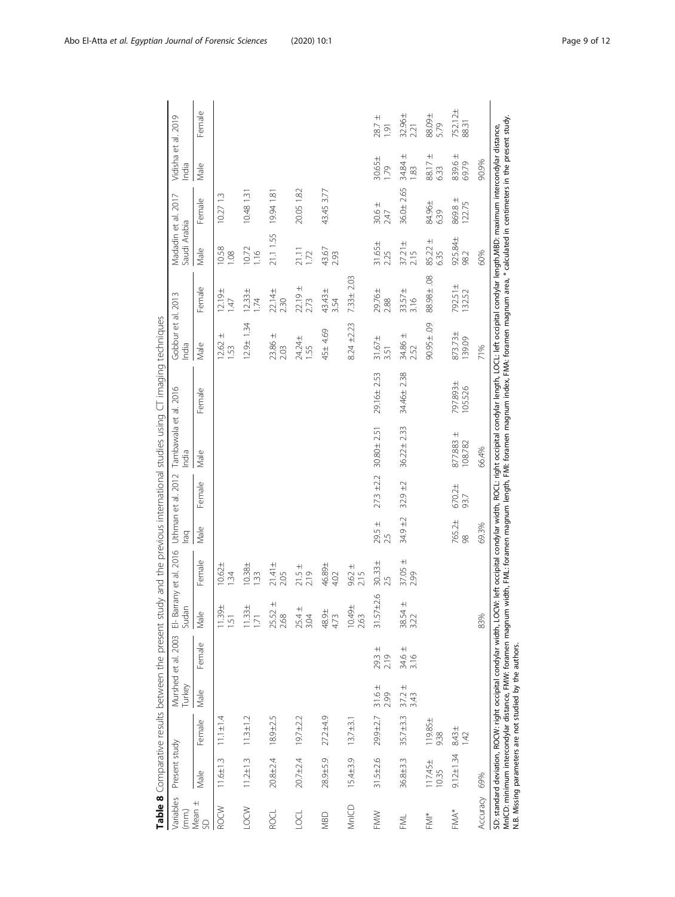**Table 8** Comparative results between the present study and the previous international studies using CT imaging techniques

| Variables (mm) Mean ± SD | Present study | | Murshed et al. 2003 Turkey | | El- Barrany et al. 2016 Sudan | | Uthman et al. 2012 Iraq | | Tambawala et al. 2016 India | | Gobbur et al. 2013 India | | Madadin et al. 2017 Saudi Arabia | | Vidisha et al. 2019 India | |
|---|---|---|---|---|---|---|---|---|---|---|---|---|---|---|---|---|
| | Male | Female | Male | Female | Male | Female | Male | Female | Male | Female | Male | Female | Male | Female | Male | Female |
| ROCW | 11.6±1.3 | 11.1±1.4 | | | 11.39± 1.51 | 10.62± 1.34 | | | | | 12.62 ± 1.53 | 12.19± 1.47 | 10.58 1.08 | 10.27 1.3 | | |
| LOCW | 11.2±1.3 | 11.3±1.2 | | | 11.33± 1.71 | 10.38± 1.33 | | | | | 12.9± 1.34 | 12.33± 1.74 | 10.72 1.16 | 10.48 1.31 | | |
| ROCL | 20.8±2.4 | 18.9±2.5 | | | 25.52 ± 2.68 | 21.41± 2.05 | | | | | 23.86 ± 2.03 | 22.14± 2.30 | 21.1 1.55 | 19.94 1.81 | | |
| LOCL | 20.7±2.4 | 19.7±2.2 | | | 25.4 ± 3.04 | 21.5 ± 2.19 | | | | | 24.24± 1.55 | 22.19 ± 2.73 | 21.11 1.72 | 20.05 1.82 | | |
| MBD | 28.9±5.9 | 27.2±4.9 | | | 48.9± 4.73 | 46.89± 4.02 | | | | | 45± 4.69 | 43.43± 3.54 | 43.67 2.93 | 43.45 3.77 | | |
| MnICD | 15.4±3.9 | 13.7±3.1 | | | 10.49± 2.63 | 9.62 ± 2.15 | | | | | 8.24 ±2.23 | 7.33± 2.03 | | | | |
| FMW | 31.5±2.6 | 29.9±2.7 | 31.6 ± 2.99 | 29.3 ± 2.19 | 31.57±2.6 | 30.33± 2.5 | 29.5 ± 2.5 | 27.3 ±2.2 | 30.80± 2.51 | 29.16± 2.53 | 31.67± 3.51 | 29.76± 2.88 | 31.65± 2.25 | 30.6 ± 2.47 | 30.65± 1.79 | 28.7 ± 1.91 |
| FML | 36.8±3.3 | 35.7±3.3 | 37.2 ± 3.43 | 34.6 ± 3.16 | 38.54 ± 3.22 | 37.05 ± 2.99 | 34.9 ±2 | 32.9 ±2 | 36.22± 2.33 | 34.46± 2.38 | 34.86 ± 2.52 | 33.57± 3.16 | 37.21± 2.15 | 36.0± 2.65 | 34.84 ± 1.83 | 32.96± 2.21 |
| FMI* | 117.45± 10.35 | 119.85± 9.38 | | | | | | | | | 90.95± .09 | 88.98± .08 | 85.22 ± 6.35 | 84.96± 6.39 | 88.17 ± 6.33 | 88.09± 5.79 |
| FMA* | 9.12±1.34 | 8.43± 1.42 | | | | | 765.2± 98 | 670.2± 93.7 | 877.883 ± 108.782 | 797.893± 105.526 | 873.73± 139.09 | 792.51± 132.52 | 925.84± 98.2 | 869.8 ± 122.75 | 839.6 ± 69.79 | 752.12± 88.31 |
| Accuracy | 69% | | | | 83% | | 69.3% | | 66.4% | | 71% | | 60% | | 90.9% | |

SD: standard deviation, ROCW: right occipital condylar width, LOCW: left occipital condylar width, ROCL: right occipital condylar length, LOCL: left occipital condylar length,MBD: maximum intercondylar distance, MnICD: minimum intercondylar distance, FMW: foramen magnum width, FML: foramen magnum length, FMI: foramen magnum index, FMA: foramen magnum area, * calculated in centimeters in the present study. N.B. Missing parameters are not studied by the authors.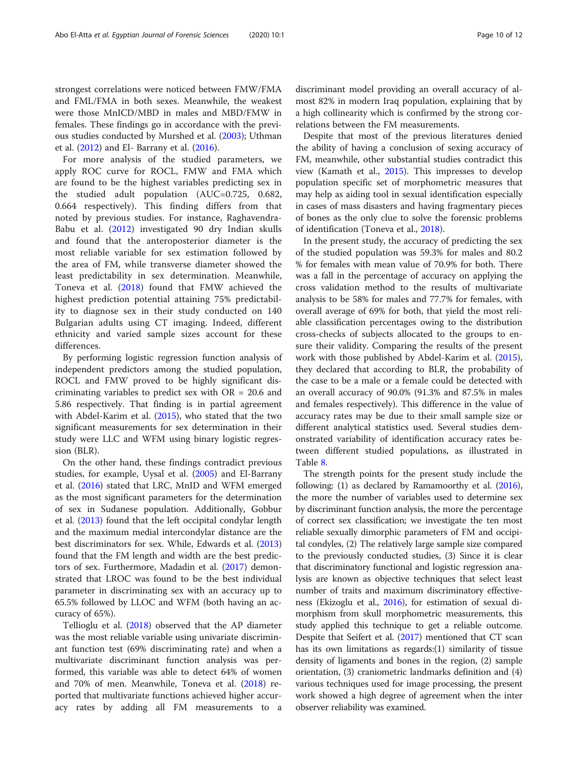strongest correlations were noticed between FMW/FMA and FML/FMA in both sexes. Meanwhile, the weakest were those MnICD/MBD in males and MBD/FMW in females. These findings go in accordance with the previous studies conducted by Murshed et al. (2003); Uthman et al. (2012) and El- Barrany et al. (2016).

For more analysis of the studied parameters, we apply ROC curve for ROCL, FMW and FMA which are found to be the highest variables predicting sex in the studied adult population (AUC=0.725, 0.682, 0.664 respectively). This finding differs from that noted by previous studies. For instance, Raghavendra-Babu et al. (2012) investigated 90 dry Indian skulls and found that the anteroposterior diameter is the most reliable variable for sex estimation followed by the area of FM, while transverse diameter showed the least predictability in sex determination. Meanwhile, Toneva et al. (2018) found that FMW achieved the highest prediction potential attaining 75% predictability to diagnose sex in their study conducted on 140 Bulgarian adults using CT imaging. Indeed, different ethnicity and varied sample sizes account for these differences.

By performing logistic regression function analysis of independent predictors among the studied population, ROCL and FMW proved to be highly significant discriminating variables to predict sex with OR = 20.6 and 5.86 respectively. That finding is in partial agreement with Abdel-Karim et al. (2015), who stated that the two significant measurements for sex determination in their study were LLC and WFM using binary logistic regression (BLR).

On the other hand, these findings contradict previous studies, for example, Uysal et al. (2005) and El-Barrany et al. (2016) stated that LRC, MnID and WFM emerged as the most significant parameters for the determination of sex in Sudanese population. Additionally, Gobbur et al. (2013) found that the left occipital condylar length and the maximum medial intercondylar distance are the best discriminators for sex. While, Edwards et al. (2013) found that the FM length and width are the best predictors of sex. Furthermore, Madadin et al. (2017) demonstrated that LROC was found to be the best individual parameter in discriminating sex with an accuracy up to 65.5% followed by LLOC and WFM (both having an accuracy of 65%).

Tellioglu et al. (2018) observed that the AP diameter was the most reliable variable using univariate discriminant function test (69% discriminating rate) and when a multivariate discriminant function analysis was performed, this variable was able to detect 64% of women and 70% of men. Meanwhile, Toneva et al. (2018) reported that multivariate functions achieved higher accuracy rates by adding all FM measurements to a discriminant model providing an overall accuracy of almost 82% in modern Iraq population, explaining that by a high collinearity which is confirmed by the strong correlations between the FM measurements.

Despite that most of the previous literatures denied the ability of having a conclusion of sexing accuracy of FM, meanwhile, other substantial studies contradict this view (Kamath et al., 2015). This impresses to develop population specific set of morphometric measures that may help as aiding tool in sexual identification especially in cases of mass disasters and having fragmentary pieces of bones as the only clue to solve the forensic problems of identification (Toneva et al., 2018).

In the present study, the accuracy of predicting the sex of the studied population was 59.3% for males and 80.2 % for females with mean value of 70.9% for both. There was a fall in the percentage of accuracy on applying the cross validation method to the results of multivariate analysis to be 58% for males and 77.7% for females, with overall average of 69% for both, that yield the most reliable classification percentages owing to the distribution cross-checks of subjects allocated to the groups to ensure their validity. Comparing the results of the present work with those published by Abdel-Karim et al. (2015), they declared that according to BLR, the probability of the case to be a male or a female could be detected with an overall accuracy of 90.0% (91.3% and 87.5% in males and females respectively). This difference in the value of accuracy rates may be due to their small sample size or different analytical statistics used. Several studies demonstrated variability of identification accuracy rates between different studied populations, as illustrated in Table 8.

The strength points for the present study include the following: (1) as declared by Ramamoorthy et al. (2016), the more the number of variables used to determine sex by discriminant function analysis, the more the percentage of correct sex classification; we investigate the ten most reliable sexually dimorphic parameters of FM and occipital condyles, (2) The relatively large sample size compared to the previously conducted studies, (3) Since it is clear that discriminatory functional and logistic regression analysis are known as objective techniques that select least number of traits and maximum discriminatory effectiveness (Ekizoglu et al., 2016), for estimation of sexual dimorphism from skull morphometric measurements, this study applied this technique to get a reliable outcome. Despite that Seifert et al. (2017) mentioned that CT scan has its own limitations as regards:(1) similarity of tissue density of ligaments and bones in the region, (2) sample orientation, (3) craniometric landmarks definition and (4) various techniques used for image processing, the present work showed a high degree of agreement when the inter observer reliability was examined.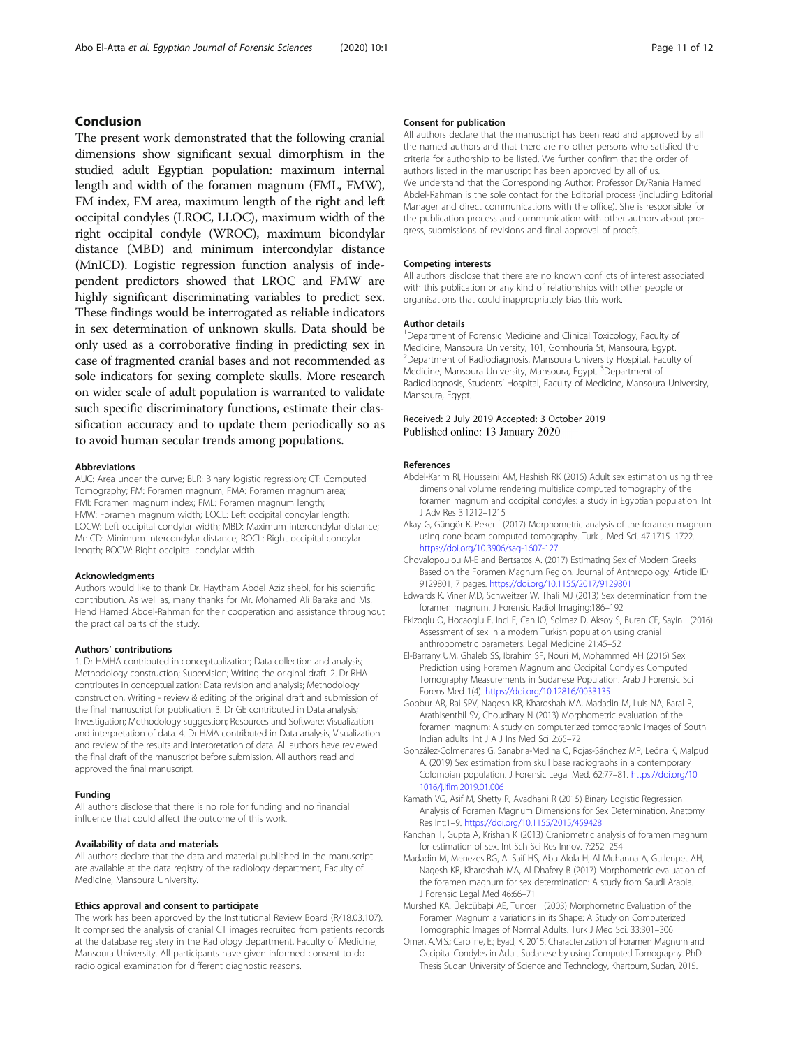## Conclusion

The present work demonstrated that the following cranial dimensions show significant sexual dimorphism in the studied adult Egyptian population: maximum internal length and width of the foramen magnum (FML, FMW), FM index, FM area, maximum length of the right and left occipital condyles (LROC, LLOC), maximum width of the right occipital condyle (WROC), maximum bicondylar distance (MBD) and minimum intercondylar distance (MnICD). Logistic regression function analysis of independent predictors showed that LROC and FMW are highly significant discriminating variables to predict sex. These findings would be interrogated as reliable indicators in sex determination of unknown skulls. Data should be only used as a corroborative finding in predicting sex in case of fragmented cranial bases and not recommended as sole indicators for sexing complete skulls. More research on wider scale of adult population is warranted to validate such specific discriminatory functions, estimate their classification accuracy and to update them periodically so as to avoid human secular trends among populations.

#### Abbreviations

AUC: Area under the curve; BLR: Binary logistic regression; CT: Computed Tomography; FM: Foramen magnum; FMA: Foramen magnum area; FMI: Foramen magnum index; FML: Foramen magnum length; FMW: Foramen magnum width; LOCL: Left occipital condylar length; LOCW: Left occipital condylar width; MBD: Maximum intercondylar distance; MnICD: Minimum intercondylar distance; ROCL: Right occipital condylar length; ROCW: Right occipital condylar width

#### Acknowledgments

Authors would like to thank Dr. Haytham Abdel Aziz shebl, for his scientific contribution. As well as, many thanks for Mr. Mohamed Ali Baraka and Ms. Hend Hamed Abdel-Rahman for their cooperation and assistance throughout the practical parts of the study.

#### Authors' contributions

1. Dr HMHA contributed in conceptualization; Data collection and analysis; Methodology construction; Supervision; Writing the original draft. 2. Dr RHA contributes in conceptualization; Data revision and analysis; Methodology construction, Writing - review & editing of the original draft and submission of the final manuscript for publication. 3. Dr GE contributed in Data analysis; Investigation; Methodology suggestion; Resources and Software; Visualization and interpretation of data. 4. Dr HMA contributed in Data analysis; Visualization and review of the results and interpretation of data. All authors have reviewed the final draft of the manuscript before submission. All authors read and approved the final manuscript.

#### Funding

All authors disclose that there is no role for funding and no financial influence that could affect the outcome of this work.

#### Availability of data and materials

All authors declare that the data and material published in the manuscript are available at the data registry of the radiology department, Faculty of Medicine, Mansoura University.

#### Ethics approval and consent to participate

The work has been approved by the Institutional Review Board (R/18.03.107). It comprised the analysis of cranial CT images recruited from patients records at the database registery in the Radiology department, Faculty of Medicine, Mansoura University. All participants have given informed consent to do radiological examination for different diagnostic reasons.

#### Consent for publication

All authors declare that the manuscript has been read and approved by all the named authors and that there are no other persons who satisfied the criteria for authorship to be listed. We further confirm that the order of authors listed in the manuscript has been approved by all of us.
We understand that the Corresponding Author: Professor Dr/Rania Hamed Abdel-Rahman is the sole contact for the Editorial process (including Editorial Manager and direct communications with the office). She is responsible for the publication process and communication with other authors about progress, submissions of revisions and final approval of proofs.

#### Competing interests

All authors disclose that there are no known conflicts of interest associated with this publication or any kind of relationships with other people or organisations that could inappropriately bias this work.

#### Author details

[1]Department of Forensic Medicine and Clinical Toxicology, Faculty of Medicine, Mansoura University, 101, Gomhouria St, Mansoura, Egypt. [2]Department of Radiodiagnosis, Mansoura University Hospital, Faculty of Medicine, Mansoura University, Mansoura, Egypt. [3]Department of Radiodiagnosis, Students' Hospital, Faculty of Medicine, Mansoura University, Mansoura, Egypt.

Received: 2 July 2019 Accepted: 3 October 2019
Published online: 13 January 2020

#### References

Abdel-Karim RI, Housseini AM, Hashish RK (2015) Adult sex estimation using three dimensional volume rendering multislice computed tomography of the foramen magnum and occipital condyles: a study in Egyptian population. Int J Adv Res 3:1212–1215

Akay G, Güngör K, Peker I (2017) Morphometric analysis of the foramen magnum using cone beam computed tomography. Turk J Med Sci. 47:1715–1722. https://doi.org/10.3906/sag-1607-127

Chovalopoulou M-E and Bertsatos A. (2017) Estimating Sex of Modern Greeks Based on the Foramen Magnum Region. Journal of Anthropology, Article ID 9129801, 7 pages. https://doi.org/10.1155/2017/9129801

Edwards K, Viner MD, Schweitzer W, Thali MJ (2013) Sex determination from the foramen magnum. J Forensic Radiol Imaging:186–192

Ekizoglu O, Hocaoglu E, Inci E, Can IO, Solmaz D, Aksoy S, Buran CF, Sayin I (2016) Assessment of sex in a modern Turkish population using cranial anthropometric parameters. Legal Medicine 21:45–52

El-Barrany UM, Ghaleb SS, Ibrahim SF, Nouri M, Mohammed AH (2016) Sex Prediction using Foramen Magnum and Occipital Condyles Computed Tomography Measurements in Sudanese Population. Arab J Forensic Sci Forens Med 1(4). https://doi.org/10.12816/0033135

Gobbur AR, Rai SPV, Nagesh KR, Kharoshah MA, Madadin M, Luis NA, Baral P, Arathisenthil SV, Choudhary N (2013) Morphometric evaluation of the foramen magnum: A study on computerized tomographic images of South Indian adults. Int J A J Ins Med Sci 2:65–72

González-Colmenares G, Sanabria-Medina C, Rojas-Sánchez MP, Leóna K, Malpud A. (2019) Sex estimation from skull base radiographs in a contemporary Colombian population. J Forensic Legal Med. 62:77–81. https://doi.org/10.1016/j.jflm.2019.01.006

Kamath VG, Asif M, Shetty R, Avadhani R (2015) Binary Logistic Regression Analysis of Foramen Magnum Dimensions for Sex Determination. Anatomy Res Int:1–9. https://doi.org/10.1155/2015/459428

Kanchan T, Gupta A, Krishan K (2013) Craniometric analysis of foramen magnum for estimation of sex. Int Sch Sci Res Innov. 7:252–254

Madadin M, Menezes RG, Al Saif HS, Abu Alola H, Al Muhanna A, Gullenpet AH, Nagesh KR, Kharoshah MA, Al Dhafery B (2017) Morphometric evaluation of the foramen magnum for sex determination: A study from Saudi Arabia. J Forensic Legal Med 46:66–71

Murshed KA, Üekcübaþi AE, Tuncer I (2003) Morphometric Evaluation of the Foramen Magnum a variations in its Shape: A Study on Computerized Tomographic Images of Normal Adults. Turk J Med Sci. 33:301–306

Omer, A.M.S.; Caroline, E.; Eyad, K. 2015. Characterization of Foramen Magnum and Occipital Condyles in Adult Sudanese by using Computed Tomography. PhD Thesis Sudan University of Science and Technology, Khartoum, Sudan, 2015.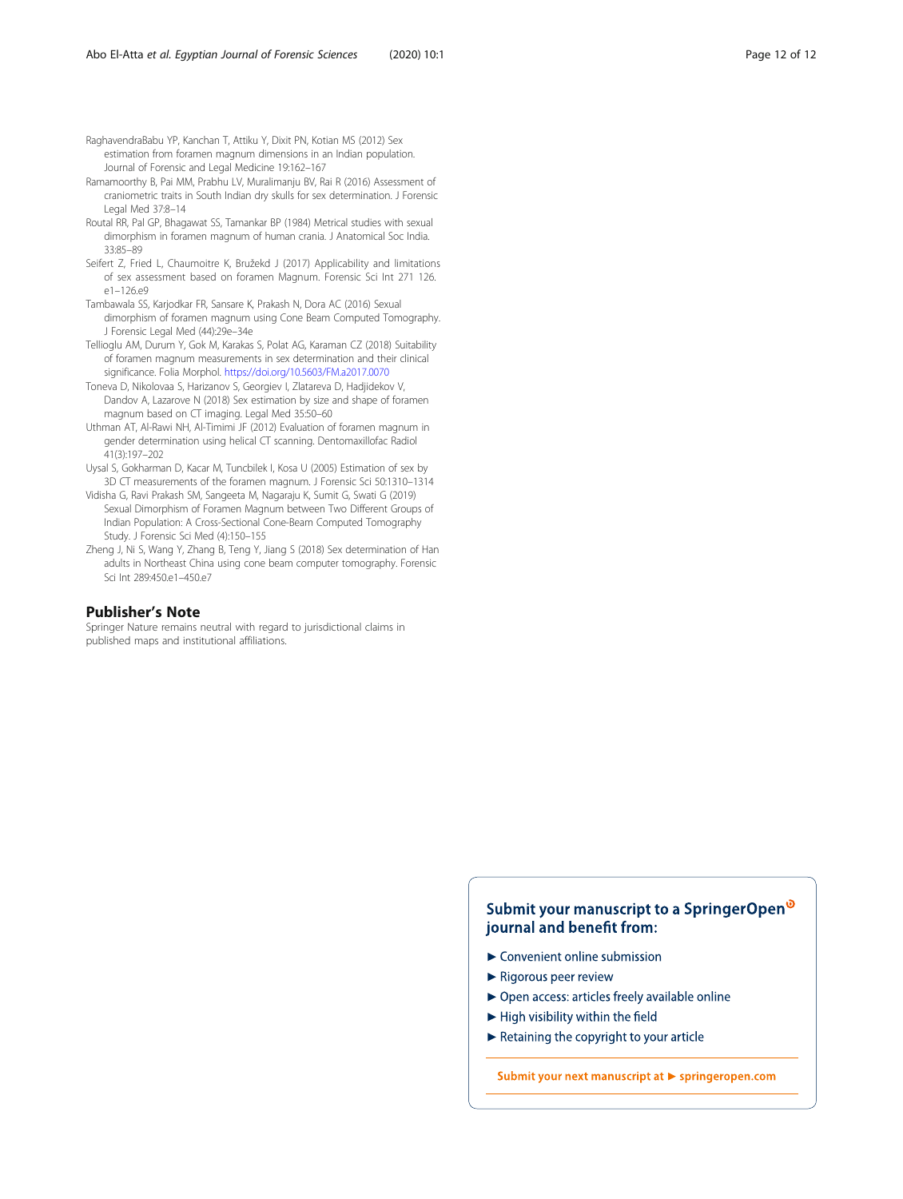RaghavendraBabu YP, Kanchan T, Attiku Y, Dixit PN, Kotian MS (2012) Sex estimation from foramen magnum dimensions in an Indian population. Journal of Forensic and Legal Medicine 19:162–167

Ramamoorthy B, Pai MM, Prabhu LV, Muralimanju BV, Rai R (2016) Assessment of craniometric traits in South Indian dry skulls for sex determination. J Forensic Legal Med 37:8–14

Routal RR, Pal GP, Bhagawat SS, Tamankar BP (1984) Metrical studies with sexual dimorphism in foramen magnum of human crania. J Anatomical Soc India. 33:85–89

Seifert Z, Fried L, Chaumoitre K, Brużekd J (2017) Applicability and limitations of sex assessment based on foramen Magnum. Forensic Sci Int 271 126. e1–126.e9

Tambawala SS, Karjodkar FR, Sansare K, Prakash N, Dora AC (2016) Sexual dimorphism of foramen magnum using Cone Beam Computed Tomography. J Forensic Legal Med (44):29e–34e

Tellioglu AM, Durum Y, Gok M, Karakas S, Polat AG, Karaman CZ (2018) Suitability of foramen magnum measurements in sex determination and their clinical significance. Folia Morphol. https://doi.org/10.5603/FM.a2017.0070

Toneva D, Nikolovaa S, Harizanov S, Georgiev I, Zlatareva D, Hadjidekov V, Dandov A, Lazarove N (2018) Sex estimation by size and shape of foramen magnum based on CT imaging. Legal Med 35:50–60

Uthman AT, Al-Rawi NH, Al-Timimi JF (2012) Evaluation of foramen magnum in gender determination using helical CT scanning. Dentomaxillofac Radiol 41(3):197–202

Uysal S, Gokharman D, Kacar M, Tuncbilek I, Kosa U (2005) Estimation of sex by 3D CT measurements of the foramen magnum. J Forensic Sci 50:1310–1314

Vidisha G, Ravi Prakash SM, Sangeeta M, Nagaraju K, Sumit G, Swati G (2019) Sexual Dimorphism of Foramen Magnum between Two Different Groups of Indian Population: A Cross-Sectional Cone-Beam Computed Tomography Study. J Forensic Sci Med (4):150–155

Zheng J, Ni S, Wang Y, Zhang B, Teng Y, Jiang S (2018) Sex determination of Han adults in Northeast China using cone beam computer tomography. Forensic Sci Int 289:450.e1–450.e7

## Publisher's Note

Springer Nature remains neutral with regard to jurisdictional claims in published maps and institutional affiliations.

**Submit your manuscript to a SpringerOpen journal and benefit from:**

- ► Convenient online submission
- ► Rigorous peer review
- ► Open access: articles freely available online
- ► High visibility within the field
- ► Retaining the copyright to your article

**Submit your next manuscript at ► springeropen.com**